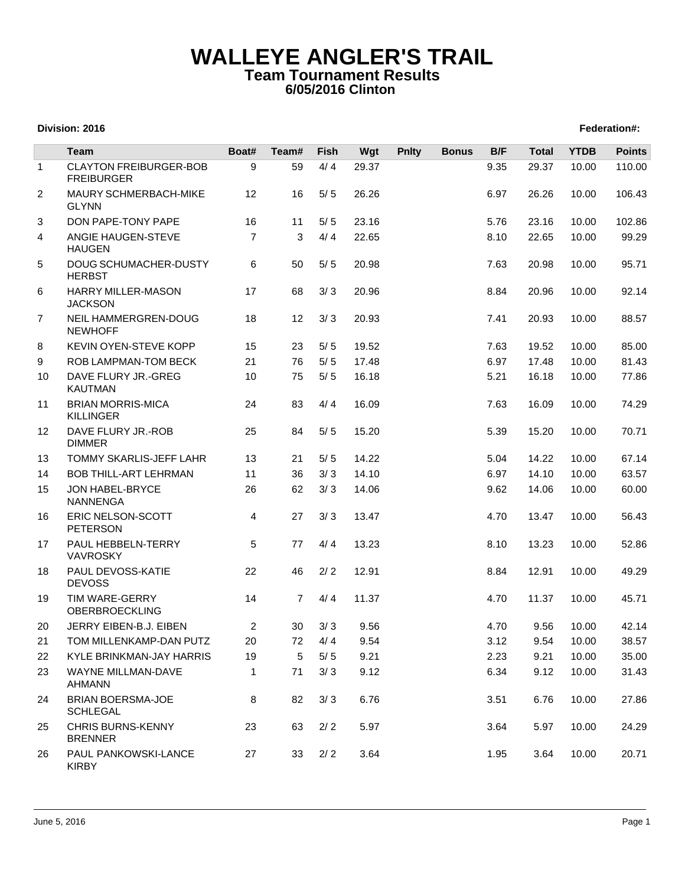# WALLEYE ANGLER'S TRAIL

## Team Tournament Results

### 6/05/2016 Clinton

**Division: 2016** **Federation#:**

| | Team | Boat# | Team# | Fish | Wgt | Pnlty | Bonus | B/F | Total | YTDB | Points |
|---|---|---|---|---|---|---|---|---|---|---|---|
| 1 | CLAYTON FREIBURGER-BOB FREIBURGER | 9 | 59 | 4/ 4 | 29.37 | | | 9.35 | 29.37 | 10.00 | 110.00 |
| 2 | MAURY SCHMERBACH-MIKE GLYNN | 12 | 16 | 5/ 5 | 26.26 | | | 6.97 | 26.26 | 10.00 | 106.43 |
| 3 | DON PAPE-TONY PAPE | 16 | 11 | 5/ 5 | 23.16 | | | 5.76 | 23.16 | 10.00 | 102.86 |
| 4 | ANGIE HAUGEN-STEVE HAUGEN | 7 | 3 | 4/ 4 | 22.65 | | | 8.10 | 22.65 | 10.00 | 99.29 |
| 5 | DOUG SCHUMACHER-DUSTY HERBST | 6 | 50 | 5/ 5 | 20.98 | | | 7.63 | 20.98 | 10.00 | 95.71 |
| 6 | HARRY MILLER-MASON JACKSON | 17 | 68 | 3/ 3 | 20.96 | | | 8.84 | 20.96 | 10.00 | 92.14 |
| 7 | NEIL HAMMERGREN-DOUG NEWHOFF | 18 | 12 | 3/ 3 | 20.93 | | | 7.41 | 20.93 | 10.00 | 88.57 |
| 8 | KEVIN OYEN-STEVE KOPP | 15 | 23 | 5/ 5 | 19.52 | | | 7.63 | 19.52 | 10.00 | 85.00 |
| 9 | ROB LAMPMAN-TOM BECK | 21 | 76 | 5/ 5 | 17.48 | | | 6.97 | 17.48 | 10.00 | 81.43 |
| 10 | DAVE FLURY JR.-GREG KAUTMAN | 10 | 75 | 5/ 5 | 16.18 | | | 5.21 | 16.18 | 10.00 | 77.86 |
| 11 | BRIAN MORRIS-MICA KILLINGER | 24 | 83 | 4/ 4 | 16.09 | | | 7.63 | 16.09 | 10.00 | 74.29 |
| 12 | DAVE FLURY JR.-ROB DIMMER | 25 | 84 | 5/ 5 | 15.20 | | | 5.39 | 15.20 | 10.00 | 70.71 |
| 13 | TOMMY SKARLIS-JEFF LAHR | 13 | 21 | 5/ 5 | 14.22 | | | 5.04 | 14.22 | 10.00 | 67.14 |
| 14 | BOB THILL-ART LEHRMAN | 11 | 36 | 3/ 3 | 14.10 | | | 6.97 | 14.10 | 10.00 | 63.57 |
| 15 | JON HABEL-BRYCE NANNENGA | 26 | 62 | 3/ 3 | 14.06 | | | 9.62 | 14.06 | 10.00 | 60.00 |
| 16 | ERIC NELSON-SCOTT PETERSON | 4 | 27 | 3/ 3 | 13.47 | | | 4.70 | 13.47 | 10.00 | 56.43 |
| 17 | PAUL HEBBELN-TERRY VAVROSKY | 5 | 77 | 4/ 4 | 13.23 | | | 8.10 | 13.23 | 10.00 | 52.86 |
| 18 | PAUL DEVOSS-KATIE DEVOSS | 22 | 46 | 2/ 2 | 12.91 | | | 8.84 | 12.91 | 10.00 | 49.29 |
| 19 | TIM WARE-GERRY OBERBROECKLING | 14 | 7 | 4/ 4 | 11.37 | | | 4.70 | 11.37 | 10.00 | 45.71 |
| 20 | JERRY EIBEN-B.J. EIBEN | 2 | 30 | 3/ 3 | 9.56 | | | 4.70 | 9.56 | 10.00 | 42.14 |
| 21 | TOM MILLENKAMP-DAN PUTZ | 20 | 72 | 4/ 4 | 9.54 | | | 3.12 | 9.54 | 10.00 | 38.57 |
| 22 | KYLE BRINKMAN-JAY HARRIS | 19 | 5 | 5/ 5 | 9.21 | | | 2.23 | 9.21 | 10.00 | 35.00 |
| 23 | WAYNE MILLMAN-DAVE AHMANN | 1 | 71 | 3/ 3 | 9.12 | | | 6.34 | 9.12 | 10.00 | 31.43 |
| 24 | BRIAN BOERSMA-JOE SCHLEGAL | 8 | 82 | 3/ 3 | 6.76 | | | 3.51 | 6.76 | 10.00 | 27.86 |
| 25 | CHRIS BURNS-KENNY BRENNER | 23 | 63 | 2/ 2 | 5.97 | | | 3.64 | 5.97 | 10.00 | 24.29 |
| 26 | PAUL PANKOWSKI-LANCE KIRBY | 27 | 33 | 2/ 2 | 3.64 | | | 1.95 | 3.64 | 10.00 | 20.71 |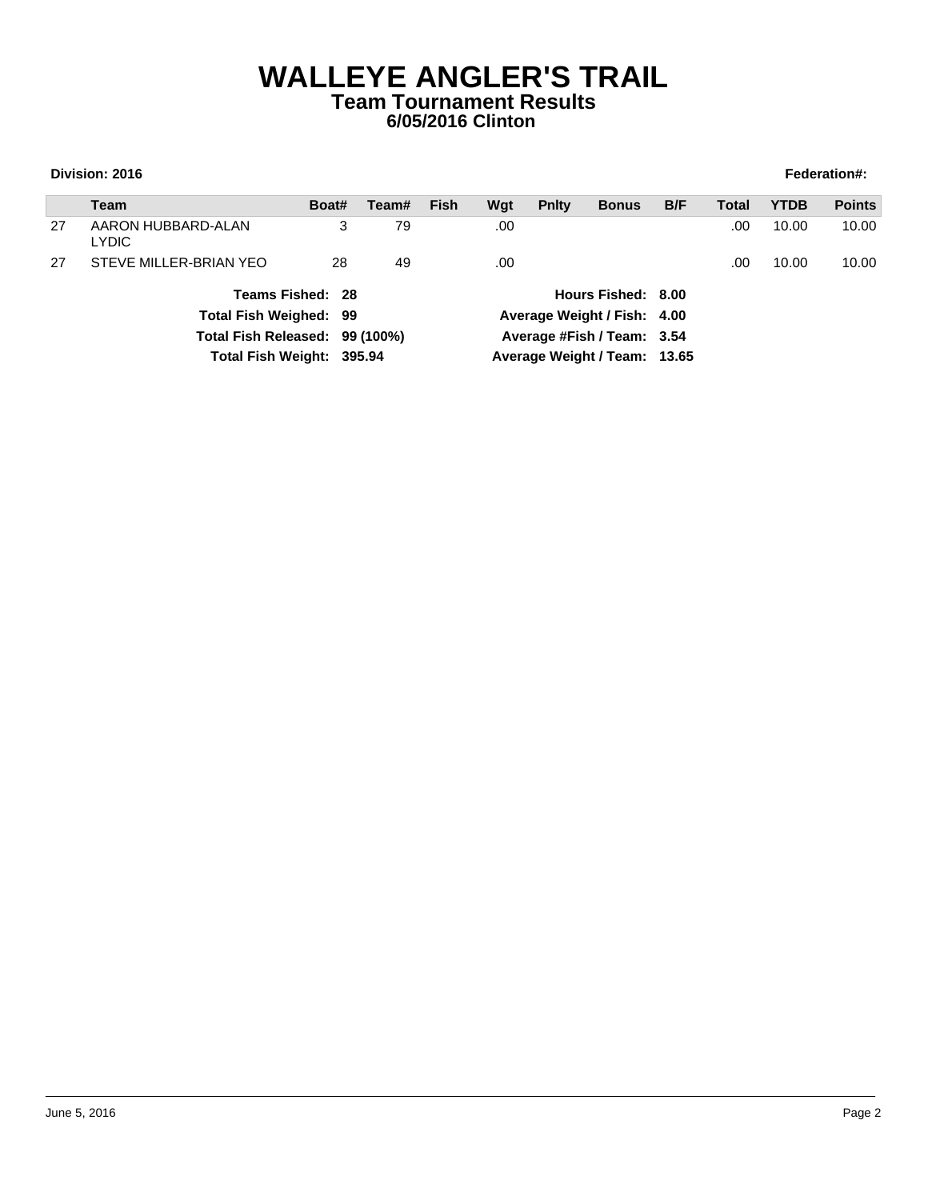# WALLEYE ANGLER'S TRAIL

## Team Tournament Results

## 6/05/2016 Clinton

**Division: 2016** **Federation#:**

| | Team | Boat# | Team# | Fish | Wgt | Pnlty | Bonus | B/F | Total | YTDB | Points |
|---|---|---|---|---|---|---|---|---|---|---|---|
| 27 | AARON HUBBARD-ALAN LYDIC | 3 | 79 | | .00 | | | | .00 | 10.00 | 10.00 |
| 27 | STEVE MILLER-BRIAN YEO | 28 | 49 | | .00 | | | | .00 | 10.00 | 10.00 |

**Teams Fished: 28**
**Total Fish Weighed: 99**
**Total Fish Released: 99 (100%)**
**Total Fish Weight: 395.94**

**Hours Fished: 8.00**
**Average Weight / Fish: 4.00**
**Average #Fish / Team: 3.54**
**Average Weight / Team: 13.65**

June 5, 2016